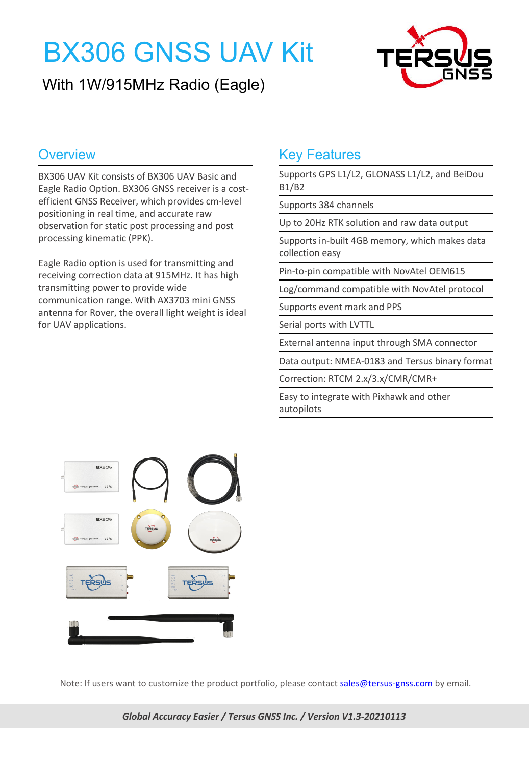# BX306 GNSS UAV Kit

With 1W/915MHz Radio (Eagle)

## Overview

BX306 UAV Kit consists of BX306 UAV Basic and Eagle Radio Option. BX306 GNSS receiver is a cost-efficient GNSS Receiver, which provides cm-level positioning in real time, and accurate raw observation for static post processing and post processing kinematic (PPK).

Eagle Radio option is used for transmitting and receiving correction data at 915MHz. It has high transmitting power to provide wide communication range. With AX3703 mini GNSS antenna for Rover, the overall light weight is ideal for UAV applications.

## Key Features

- Supports GPS L1/L2, GLONASS L1/L2, and BeiDou B1/B2
- Supports 384 channels
- Up to 20Hz RTK solution and raw data output
- Supports in-built 4GB memory, which makes data collection easy
- Pin-to-pin compatible with NovAtel OEM615
- Log/command compatible with NovAtel protocol
- Supports event mark and PPS
- Serial ports with LVTTL
- External antenna input through SMA connector
- Data output: NMEA-0183 and Tersus binary format
- Correction: RTCM 2.x/3.x/CMR/CMR+
- Easy to integrate with Pixhawk and other autopilots

Note: If users want to customize the product portfolio, please contact sales@tersus-gnss.com by email.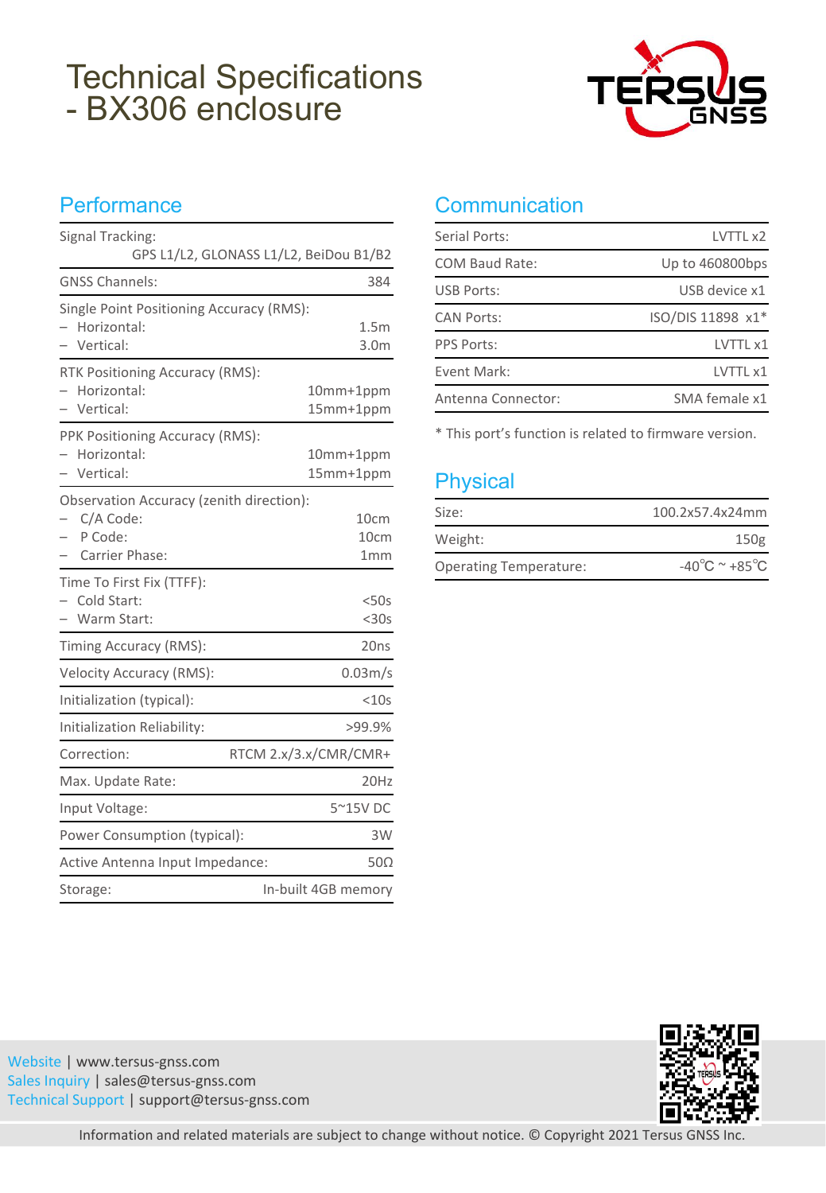# Technical Specifications - BX306 enclosure

## Performance

| | |
|---|---|
| Signal Tracking: | GPS L1/L2, GLONASS L1/L2, BeiDou B1/B2 |
| GNSS Channels: | 384 |
| Single Point Positioning Accuracy (RMS): | |
| – Horizontal: | 1.5m |
| – Vertical: | 3.0m |
| RTK Positioning Accuracy (RMS): | |
| – Horizontal: | 10mm+1ppm |
| – Vertical: | 15mm+1ppm |
| PPK Positioning Accuracy (RMS): | |
| – Horizontal: | 10mm+1ppm |
| – Vertical: | 15mm+1ppm |
| Observation Accuracy (zenith direction): | |
| – C/A Code: | 10cm |
| – P Code: | 10cm |
| – Carrier Phase: | 1mm |
| Time To First Fix (TTFF): | |
| – Cold Start: | <50s |
| – Warm Start: | <30s |
| Timing Accuracy (RMS): | 20ns |
| Velocity Accuracy (RMS): | 0.03m/s |
| Initialization (typical): | <10s |
| Initialization Reliability: | >99.9% |
| Correction: | RTCM 2.x/3.x/CMR/CMR+ |
| Max. Update Rate: | 20Hz |
| Input Voltage: | 5~15V DC |
| Power Consumption (typical): | 3W |
| Active Antenna Input Impedance: | 50Ω |
| Storage: | In-built 4GB memory |

## Communication

| | |
|---|---|
| Serial Ports: | LVTTL x2 |
| COM Baud Rate: | Up to 460800bps |
| USB Ports: | USB device x1 |
| CAN Ports: | ISO/DIS 11898 x1* |
| PPS Ports: | LVTTL x1 |
| Event Mark: | LVTTL x1 |
| Antenna Connector: | SMA female x1 |

* This port's function is related to firmware version.

## Physical

| | |
|---|---|
| Size: | 100.2x57.4x24mm |
| Weight: | 150g |
| Operating Temperature: | -40℃ ~ +85℃ |

Website | www.tersus-gnss.com
Sales Inquiry | sales@tersus-gnss.com
Technical Support | support@tersus-gnss.com

Information and related materials are subject to change without notice. © Copyright 2021 Tersus GNSS Inc.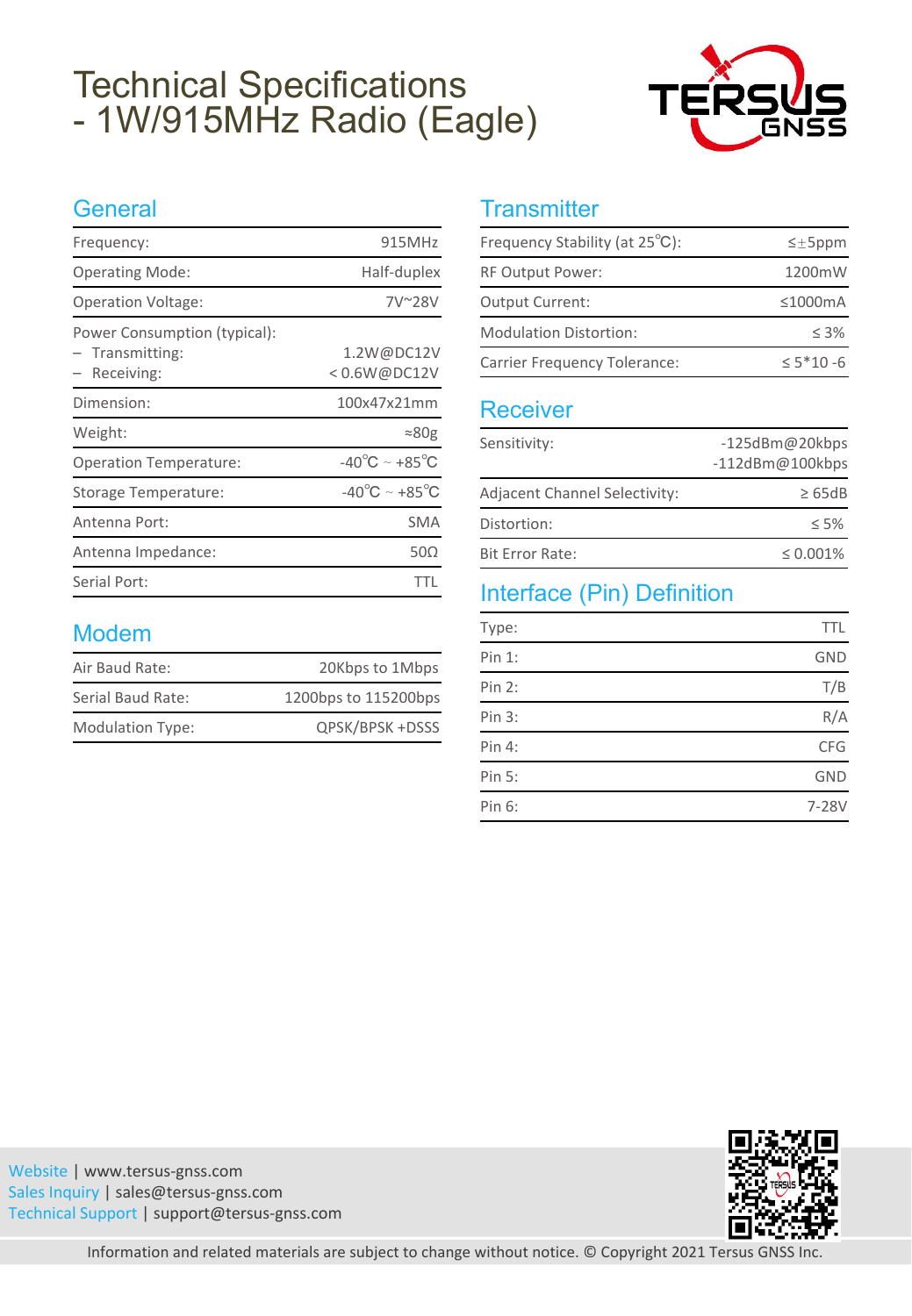# Technical Specifications - 1W/915MHz Radio (Eagle)

## General

| | |
|---|---|
| Frequency: | 915MHz |
| Operating Mode: | Half-duplex |
| Operation Voltage: | 7V~28V |
| Power Consumption (typical):<br>– Transmitting:<br>– Receiving: | <br>1.2W@DC12V<br>< 0.6W@DC12V |
| Dimension: | 100x47x21mm |
| Weight: | ≈80g |
| Operation Temperature: | -40℃ ~ +85℃ |
| Storage Temperature: | -40℃ ~ +85℃ |
| Antenna Port: | SMA |
| Antenna Impedance: | 50Ω |
| Serial Port: | TTL |

## Modem

| | |
|---|---|
| Air Baud Rate: | 20Kbps to 1Mbps |
| Serial Baud Rate: | 1200bps to 115200bps |
| Modulation Type: | QPSK/BPSK +DSSS |

## Transmitter

| | |
|---|---|
| Frequency Stability (at 25℃): | ≤±5ppm |
| RF Output Power: | 1200mW |
| Output Current: | ≤1000mA |
| Modulation Distortion: | ≤ 3% |
| Carrier Frequency Tolerance: | ≤ 5*10 -6 |

## Receiver

| | |
|---|---|
| Sensitivity: | -125dBm@20kbps<br>-112dBm@100kbps |
| Adjacent Channel Selectivity: | ≥ 65dB |
| Distortion: | ≤ 5% |
| Bit Error Rate: | ≤ 0.001% |

## Interface (Pin) Definition

| | |
|---|---|
| Type: | TTL |
| Pin 1: | GND |
| Pin 2: | T/B |
| Pin 3: | R/A |
| Pin 4: | CFG |
| Pin 5: | GND |
| Pin 6: | 7-28V |

Website | www.tersus-gnss.com
Sales Inquiry | sales@tersus-gnss.com
Technical Support | support@tersus-gnss.com

Information and related materials are subject to change without notice. © Copyright 2021 Tersus GNSS Inc.